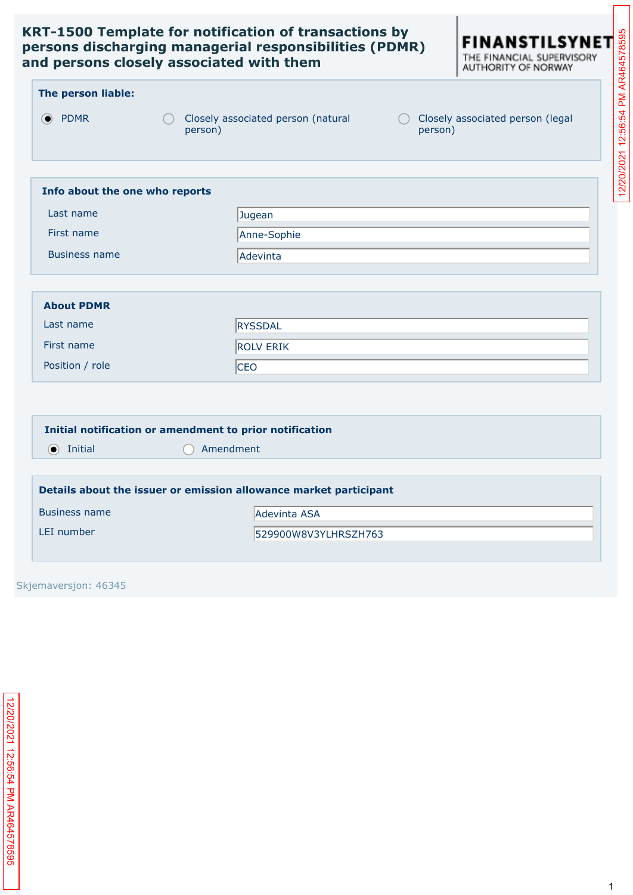# KRT-1500 Template for notification of transactions by persons discharging managerial responsibilities (PDMR) and persons closely associated with them

**FINANSTILSYNET**
THE FINANCIAL SUPERVISORY AUTHORITY OF NORWAY

### The person liable:

- (●) PDMR
- ( ) Closely associated person (natural person)
- ( ) Closely associated person (legal person)

### Info about the one who reports

| | |
|---|---|
| Last name | Jugean |
| First name | Anne-Sophie |
| Business name | Adevinta |

### About PDMR

| | |
|---|---|
| Last name | RYSSDAL |
| First name | ROLV ERIK |
| Position / role | CEO |

### Initial notification or amendment to prior notification

- (●) Initial
- ( ) Amendment

### Details about the issuer or emission allowance market participant

| | |
|---|---|
| Business name | Adevinta ASA |
| LEI number | 529900W8V3YLHRSZH763 |

Skjemaversjon: 46345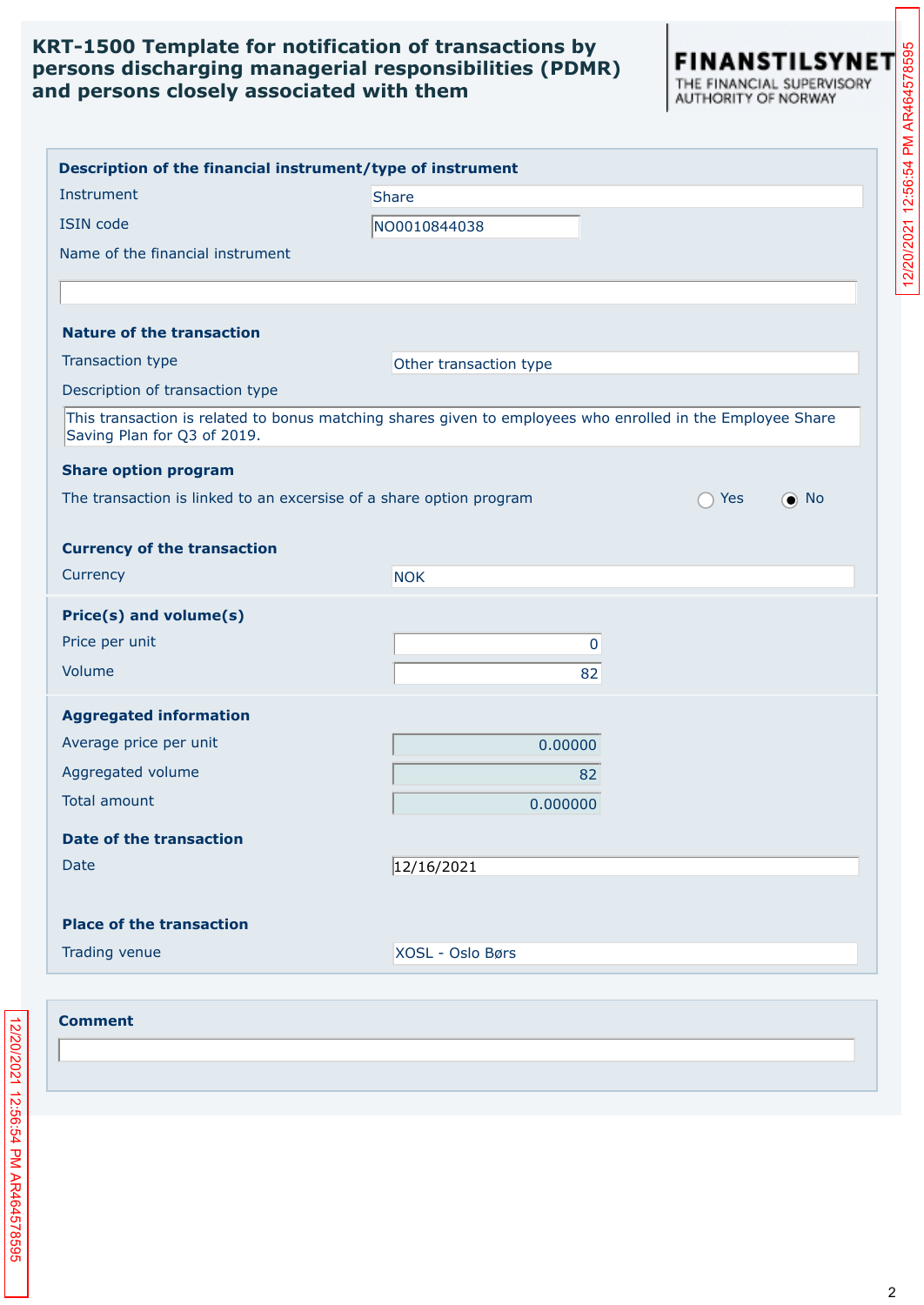## KRT-1500 Template for notification of transactions by persons discharging managerial responsibilities (PDMR) and persons closely associated with them

**FINANSTILSYNET**
THE FINANCIAL SUPERVISORY AUTHORITY OF NORWAY

### Description of the financial instrument/type of instrument

| Field | Value |
|---|---|
| Instrument | Share |
| ISIN code | NO0010844038 |
| Name of the financial instrument | |

### Nature of the transaction

| Field | Value |
|---|---|
| Transaction type | Other transaction type |
| Description of transaction type | This transaction is related to bonus matching shares given to employees who enrolled in the Employee Share Saving Plan for Q3 of 2019. |

### Share option program

The transaction is linked to an excersise of a share option program: ◯ Yes ◉ No

### Currency of the transaction

| Field | Value |
|---|---|
| Currency | NOK |

### Price(s) and volume(s)

| Field | Value |
|---|---|
| Price per unit | 0 |
| Volume | 82 |

### Aggregated information

| Field | Value |
|---|---|
| Average price per unit | 0.00000 |
| Aggregated volume | 82 |
| Total amount | 0.000000 |

### Date of the transaction

| Field | Value |
|---|---|
| Date | 12/16/2021 |

### Place of the transaction

| Field | Value |
|---|---|
| Trading venue | XOSL - Oslo Børs |

### Comment

12/20/2021 12:56:54 PM AR464578595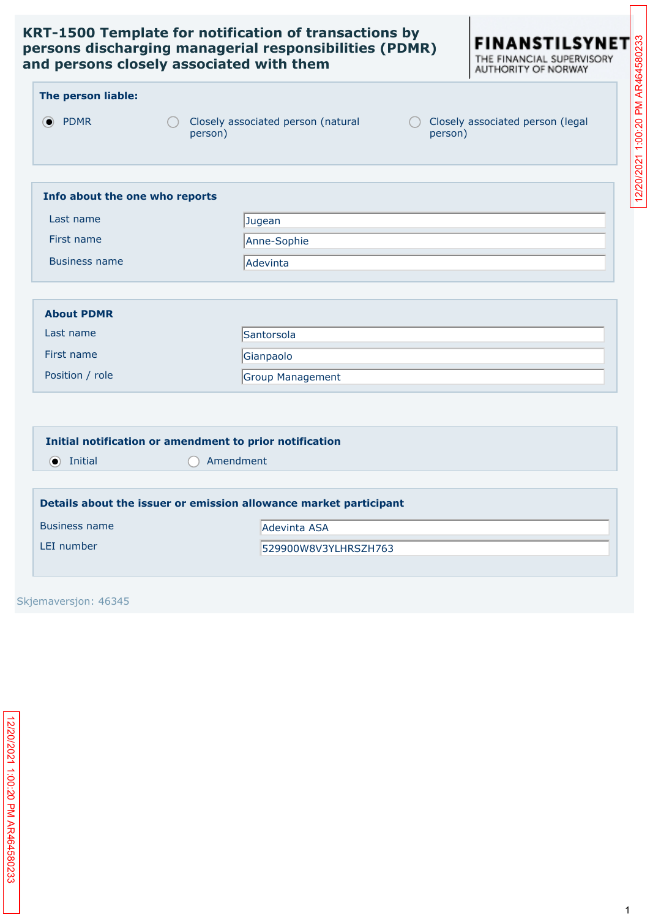# KRT-1500 Template for notification of transactions by persons discharging managerial responsibilities (PDMR) and persons closely associated with them

FINANSTILSYNET
THE FINANCIAL SUPERVISORY AUTHORITY OF NORWAY

**The person liable:**

- (●) PDMR
- ( ) Closely associated person (natural person)
- ( ) Closely associated person (legal person)

**Info about the one who reports**

| | |
|---|---|
| Last name | Jugean |
| First name | Anne-Sophie |
| Business name | Adevinta |

**About PDMR**

| | |
|---|---|
| Last name | Santorsola |
| First name | Gianpaolo |
| Position / role | Group Management |

**Initial notification or amendment to prior notification**

- (●) Initial
- ( ) Amendment

**Details about the issuer or emission allowance market participant**

| | |
|---|---|
| Business name | Adevinta ASA |
| LEI number | 529900W8V3YLHRSZH763 |

Skjemaversjon: 46345

12/20/2021 1:00:20 PM AR464580233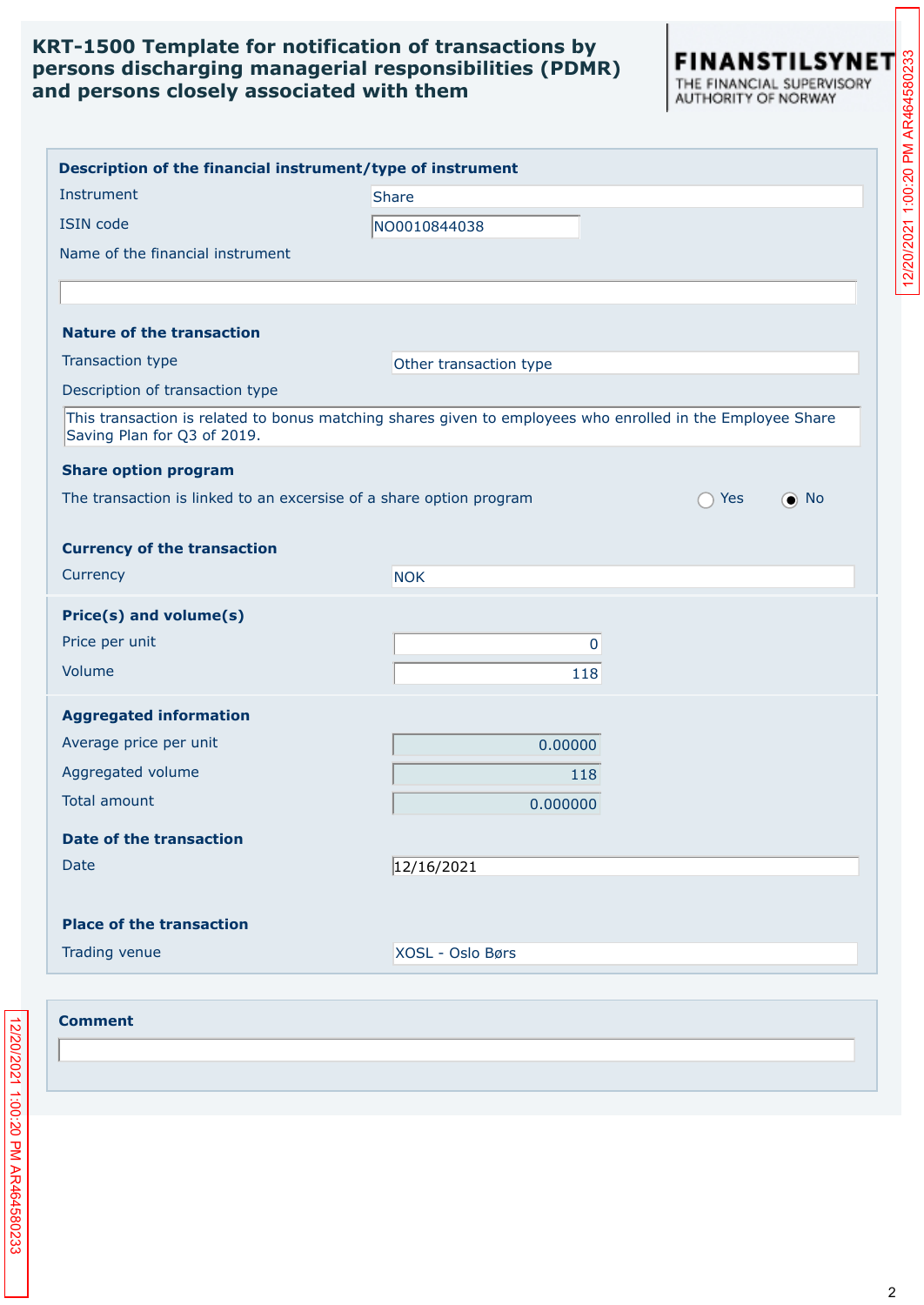# KRT-1500 Template for notification of transactions by persons discharging managerial responsibilities (PDMR) and persons closely associated with them

FINANSTILSYNET
THE FINANCIAL SUPERVISORY AUTHORITY OF NORWAY

## Description of the financial instrument/type of instrument

| | |
|---|---|
| Instrument | Share |
| ISIN code | NO0010844038 |
| Name of the financial instrument | |

### Nature of the transaction

| | |
|---|---|
| Transaction type | Other transaction type |

Description of transaction type

This transaction is related to bonus matching shares given to employees who enrolled in the Employee Share Saving Plan for Q3 of 2019.

### Share option program

The transaction is linked to an excersise of a share option program: ○ Yes ● No

### Currency of the transaction

| | |
|---|---|
| Currency | NOK |

### Price(s) and volume(s)

| | |
|---|---|
| Price per unit | 0 |
| Volume | 118 |

### Aggregated information

| | |
|---|---|
| Average price per unit | 0.00000 |
| Aggregated volume | 118 |
| Total amount | 0.000000 |

### Date of the transaction

| | |
|---|---|
| Date | 12/16/2021 |

### Place of the transaction

| | |
|---|---|
| Trading venue | XOSL - Oslo Børs |

## Comment

12/20/2021 1:00:20 PM AR464580233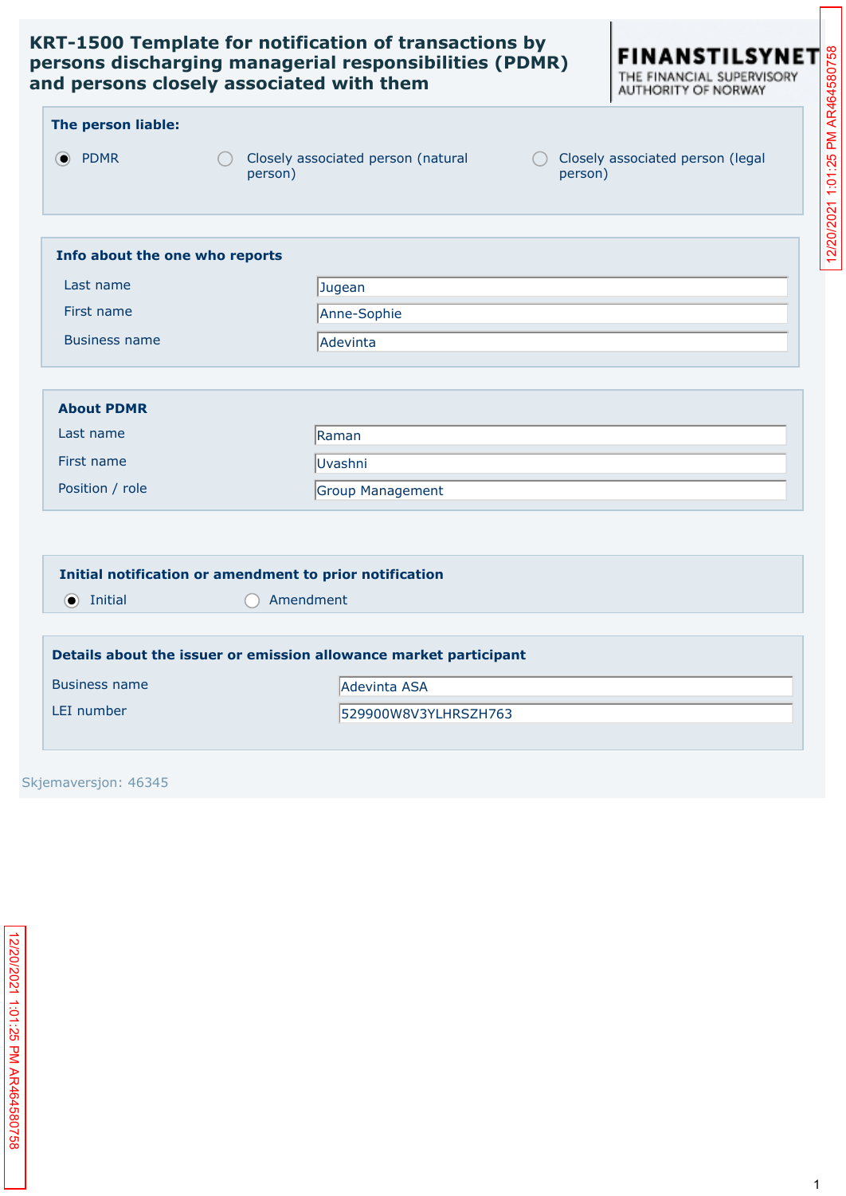# KRT-1500 Template for notification of transactions by persons discharging managerial responsibilities (PDMR) and persons closely associated with them

FINANSTILSYNET
THE FINANCIAL SUPERVISORY AUTHORITY OF NORWAY

## The person liable:

- (●) PDMR
- ( ) Closely associated person (natural person)
- ( ) Closely associated person (legal person)

## Info about the one who reports

| | |
|---|---|
| Last name | Jugean |
| First name | Anne-Sophie |
| Business name | Adevinta |

## About PDMR

| | |
|---|---|
| Last name | Raman |
| First name | Uvashni |
| Position / role | Group Management |

## Initial notification or amendment to prior notification

- (●) Initial
- ( ) Amendment

## Details about the issuer or emission allowance market participant

| | |
|---|---|
| Business name | Adevinta ASA |
| LEI number | 529900W8V3YLHRSZH763 |

Skjemaversjon: 46345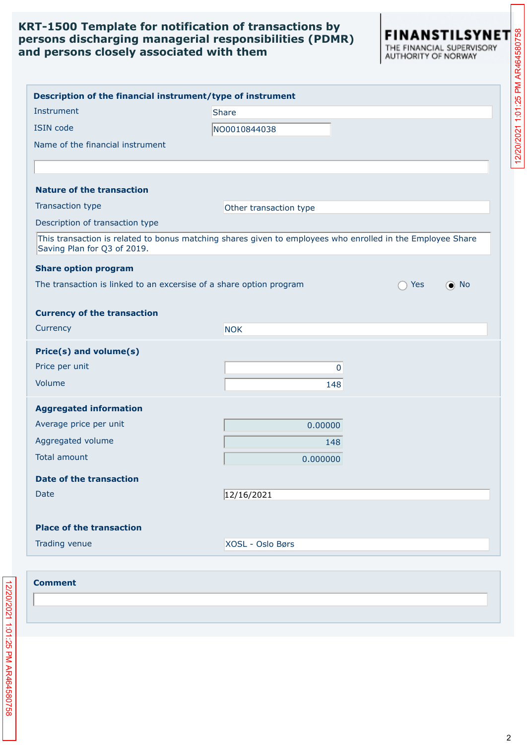# KRT-1500 Template for notification of transactions by persons discharging managerial responsibilities (PDMR) and persons closely associated with them

FINANSTILSYNET
THE FINANCIAL SUPERVISORY AUTHORITY OF NORWAY

## Description of the financial instrument/type of instrument

| | |
|---|---|
| Instrument | Share |
| ISIN code | NO0010844038 |
| Name of the financial instrument | |

## Nature of the transaction

| | |
|---|---|
| Transaction type | Other transaction type |

Description of transaction type

This transaction is related to bonus matching shares given to employees who enrolled in the Employee Share Saving Plan for Q3 of 2019.

## Share option program

The transaction is linked to an excersise of a share option program: ○ Yes ● No

## Currency of the transaction

| | |
|---|---|
| Currency | NOK |

## Price(s) and volume(s)

| | |
|---|---|
| Price per unit | 0 |
| Volume | 148 |

## Aggregated information

| | |
|---|---|
| Average price per unit | 0.00000 |
| Aggregated volume | 148 |
| Total amount | 0.000000 |

## Date of the transaction

| | |
|---|---|
| Date | 12/16/2021 |

## Place of the transaction

| | |
|---|---|
| Trading venue | XOSL - Oslo Børs |

## Comment

12/20/2021 1:01:25 PM AR464580758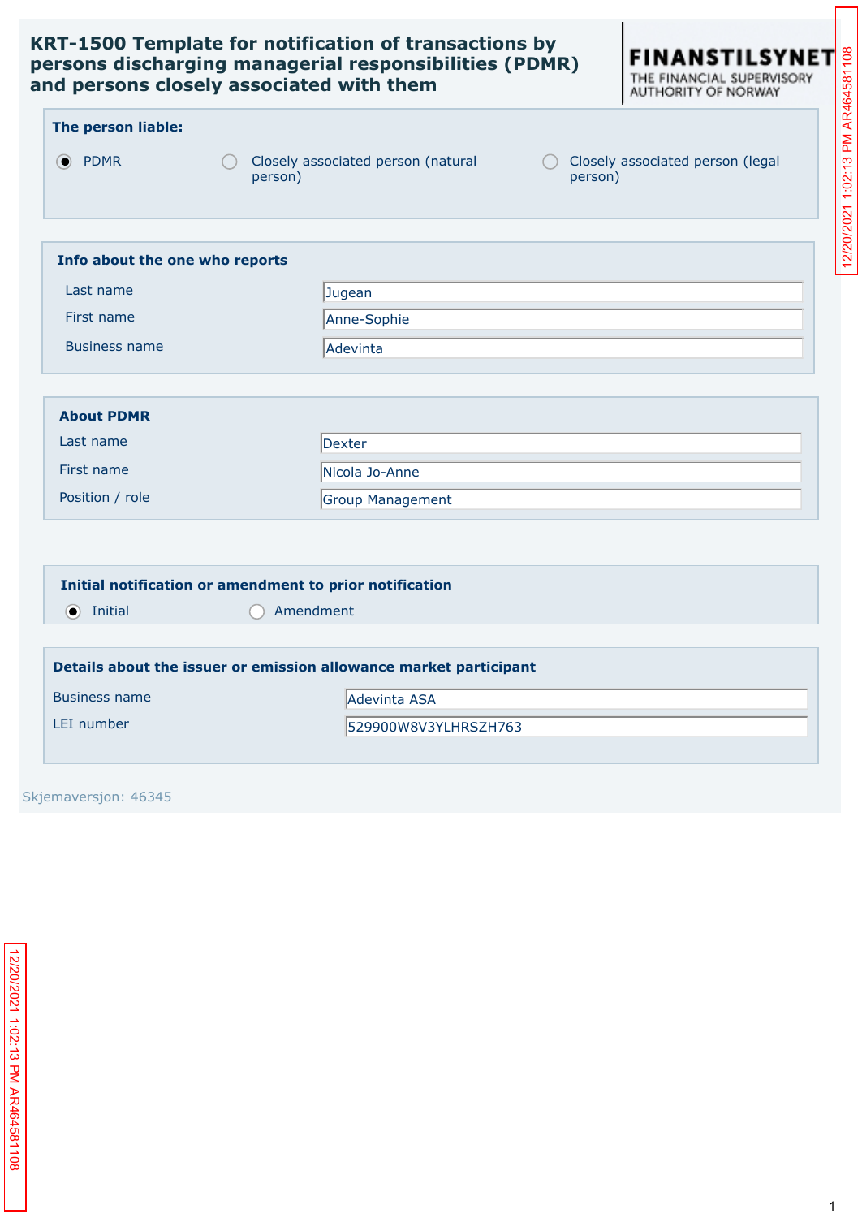# KRT-1500 Template for notification of transactions by persons discharging managerial responsibilities (PDMR) and persons closely associated with them

FINANSTILSYNET
THE FINANCIAL SUPERVISORY AUTHORITY OF NORWAY

## The person liable:

- (●) PDMR
- ( ) Closely associated person (natural person)
- ( ) Closely associated person (legal person)

## Info about the one who reports

| | |
|---|---|
| Last name | Jugean |
| First name | Anne-Sophie |
| Business name | Adevinta |

## About PDMR

| | |
|---|---|
| Last name | Dexter |
| First name | Nicola Jo-Anne |
| Position / role | Group Management |

## Initial notification or amendment to prior notification

- (●) Initial
- ( ) Amendment

## Details about the issuer or emission allowance market participant

| | |
|---|---|
| Business name | Adevinta ASA |
| LEI number | 529900W8V3YLHRSZH763 |

Skjemaversjon: 46345

12/20/2021 1:02:13 PM AR464581108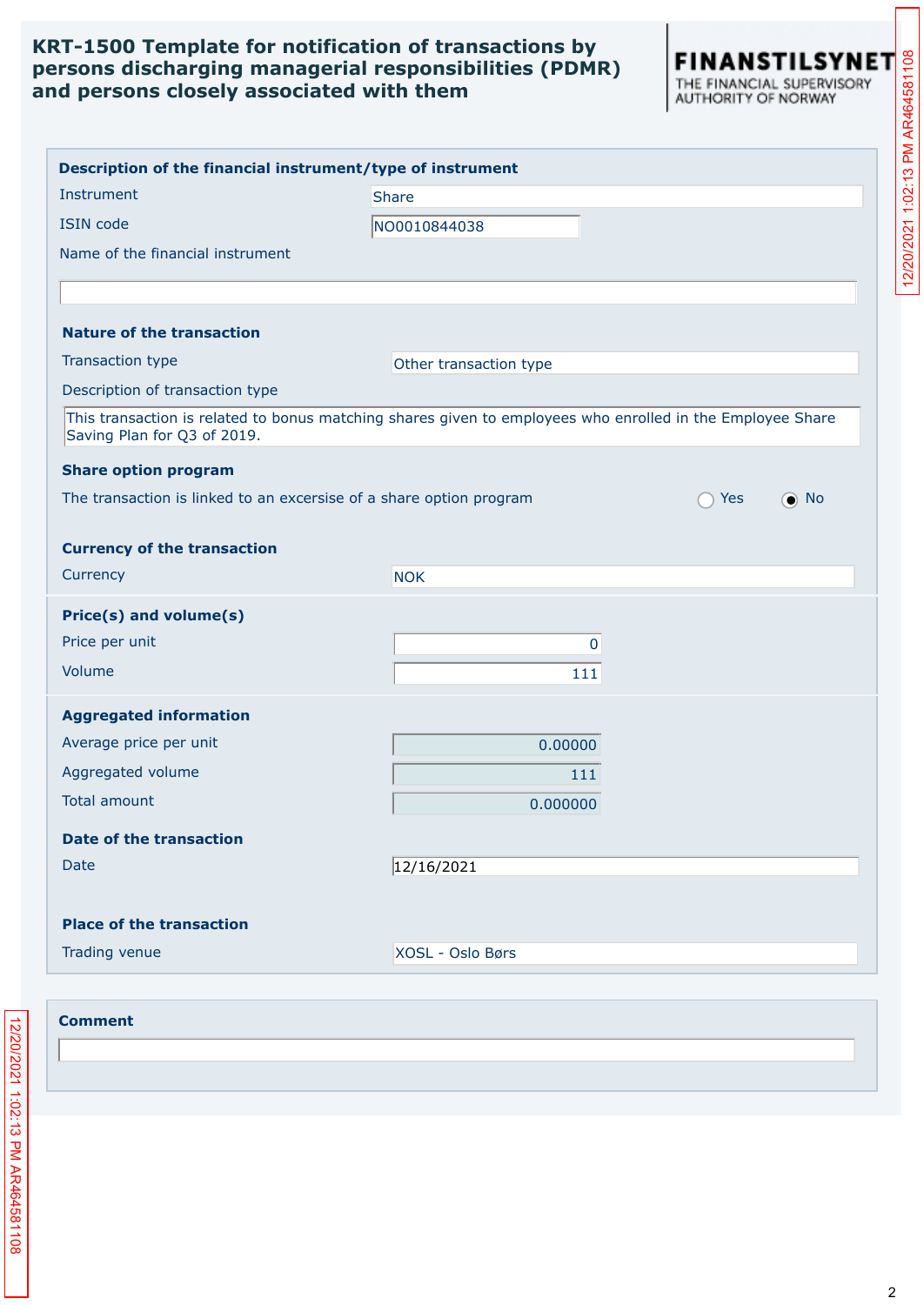# KRT-1500 Template for notification of transactions by persons discharging managerial responsibilities (PDMR) and persons closely associated with them

FINANSTILSYNET
THE FINANCIAL SUPERVISORY AUTHORITY OF NORWAY

## Description of the financial instrument/type of instrument

| | |
|---|---|
| Instrument | Share |
| ISIN code | NO0010844038 |
| Name of the financial instrument | |

## Nature of the transaction

| | |
|---|---|
| Transaction type | Other transaction type |

Description of transaction type

This transaction is related to bonus matching shares given to employees who enrolled in the Employee Share Saving Plan for Q3 of 2019.

## Share option program

The transaction is linked to an excersise of a share option program: ○ Yes ◉ No

## Currency of the transaction

| | |
|---|---|
| Currency | NOK |

## Price(s) and volume(s)

| | |
|---|---|
| Price per unit | 0 |
| Volume | 111 |

## Aggregated information

| | |
|---|---|
| Average price per unit | 0.00000 |
| Aggregated volume | 111 |
| Total amount | 0.000000 |

## Date of the transaction

| | |
|---|---|
| Date | 12/16/2021 |

## Place of the transaction

| | |
|---|---|
| Trading venue | XOSL - Oslo Børs |

## Comment

12/20/2021 1:02:13 PM AR464581108